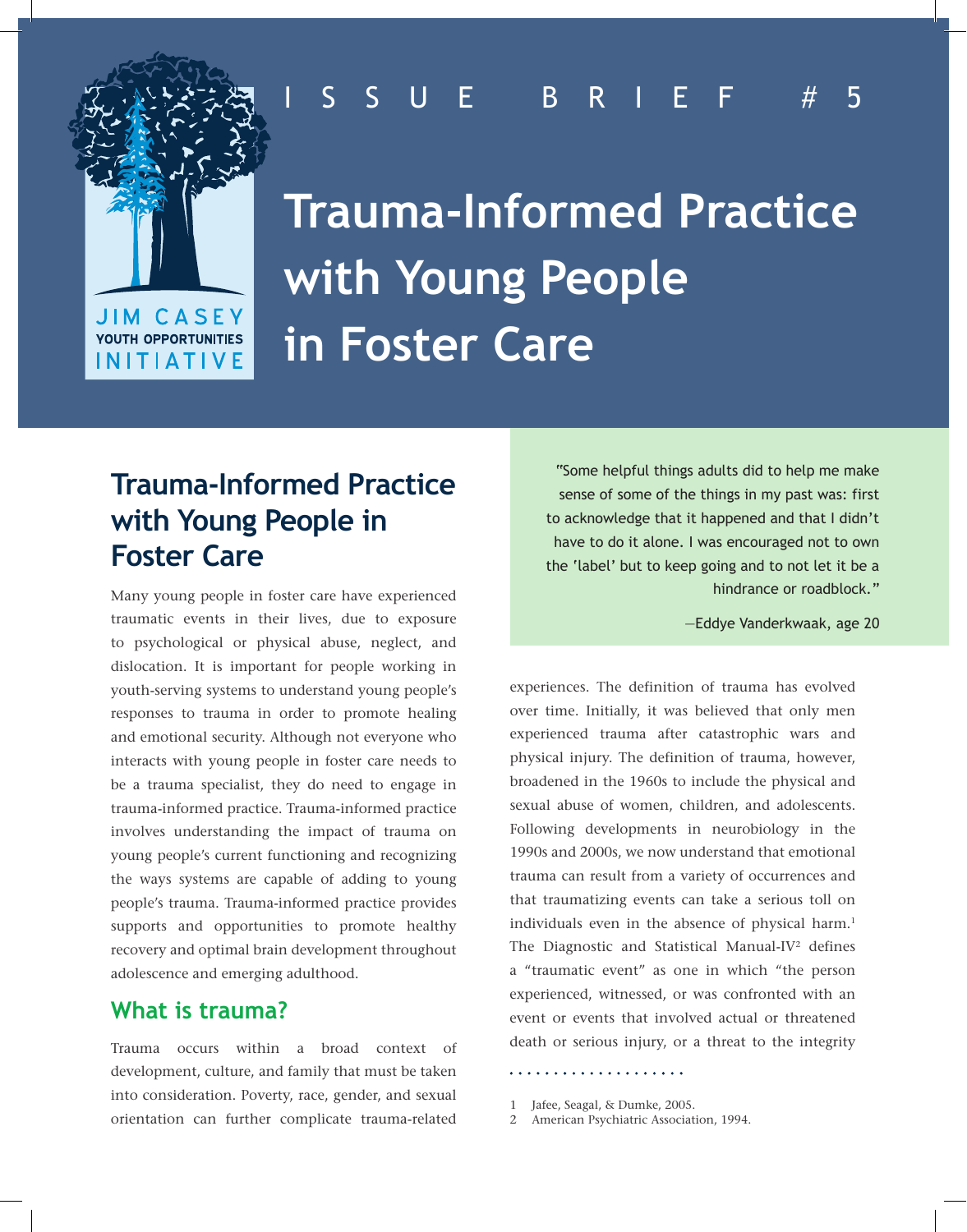ISSUE BRIEF #5

JIM CASEY YOUTH OPPORTUNITIES INITIATIVE

# Trauma-Informed Practice with Young People in Foster Care

## Trauma-Informed Practice with Young People in Foster Care

Many young people in foster care have experienced traumatic events in their lives, due to exposure to psychological or physical abuse, neglect, and dislocation. It is important for people working in youth-serving systems to understand young people's responses to trauma in order to promote healing and emotional security. Although not everyone who interacts with young people in foster care needs to be a trauma specialist, they do need to engage in trauma-informed practice. Trauma-informed practice involves understanding the impact of trauma on young people's current functioning and recognizing the ways systems are capable of adding to young people's trauma. Trauma-informed practice provides supports and opportunities to promote healthy recovery and optimal brain development throughout adolescence and emerging adulthood.

> "Some helpful things adults did to help me make sense of some of the things in my past was: first to acknowledge that it happened and that I didn't have to do it alone. I was encouraged not to own the 'label' but to keep going and to not let it be a hindrance or roadblock."
>
> —Eddye Vanderkwaak, age 20

### What is trauma?

Trauma occurs within a broad context of development, culture, and family that must be taken into consideration. Poverty, race, gender, and sexual orientation can further complicate trauma-related experiences. The definition of trauma has evolved over time. Initially, it was believed that only men experienced trauma after catastrophic wars and physical injury. The definition of trauma, however, broadened in the 1960s to include the physical and sexual abuse of women, children, and adolescents. Following developments in neurobiology in the 1990s and 2000s, we now understand that emotional trauma can result from a variety of occurrences and that traumatizing events can take a serious toll on individuals even in the absence of physical harm.[1] The Diagnostic and Statistical Manual-IV[2] defines a "traumatic event" as one in which "the person experienced, witnessed, or was confronted with an event or events that involved actual or threatened death or serious injury, or a threat to the integrity

1 Jafee, Seagal, & Dumke, 2005.
2 American Psychiatric Association, 1994.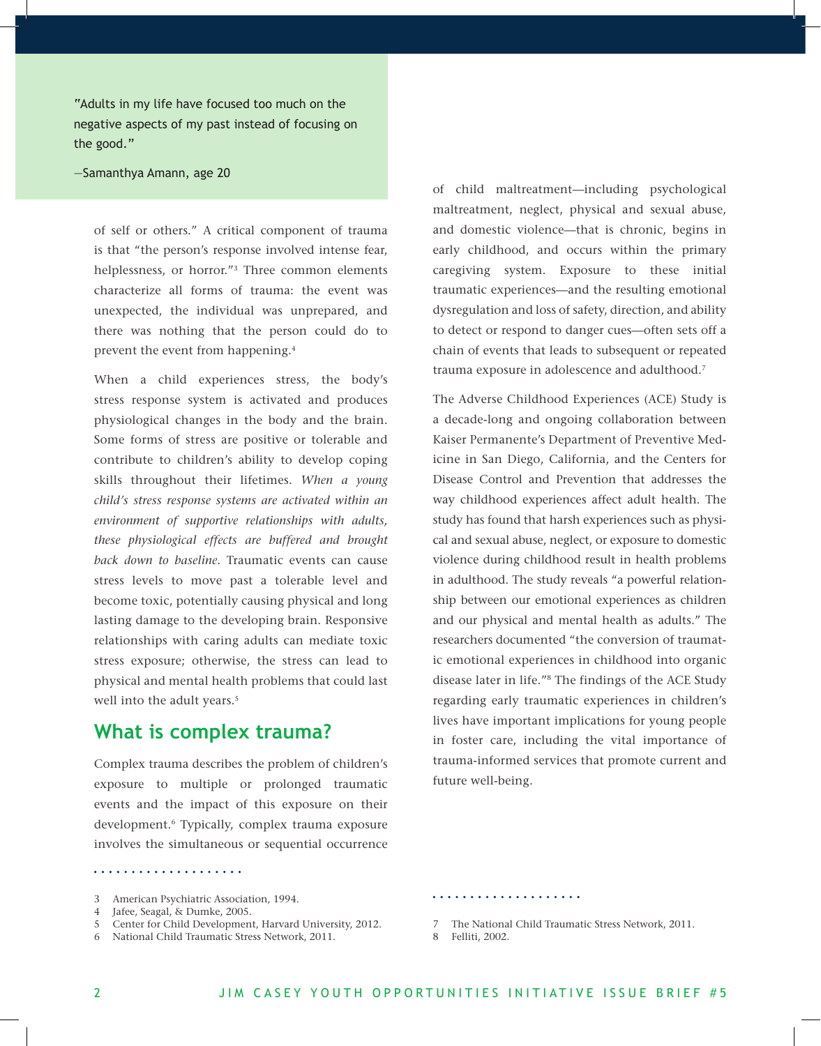> "Adults in my life have focused too much on the negative aspects of my past instead of focusing on the good."
>
> —Samanthya Amann, age 20

of self or others." A critical component of trauma is that "the person's response involved intense fear, helplessness, or horror."[3] Three common elements characterize all forms of trauma: the event was unexpected, the individual was unprepared, and there was nothing that the person could do to prevent the event from happening.[4]

When a child experiences stress, the body's stress response system is activated and produces physiological changes in the body and the brain. Some forms of stress are positive or tolerable and contribute to children's ability to develop coping skills throughout their lifetimes. *When a young child's stress response systems are activated within an environment of supportive relationships with adults, these physiological effects are buffered and brought back down to baseline.* Traumatic events can cause stress levels to move past a tolerable level and become toxic, potentially causing physical and long lasting damage to the developing brain. Responsive relationships with caring adults can mediate toxic stress exposure; otherwise, the stress can lead to physical and mental health problems that could last well into the adult years.[5]

## What is complex trauma?

Complex trauma describes the problem of children's exposure to multiple or prolonged traumatic events and the impact of this exposure on their development.[6] Typically, complex trauma exposure involves the simultaneous or sequential occurrence of child maltreatment—including psychological maltreatment, neglect, physical and sexual abuse, and domestic violence—that is chronic, begins in early childhood, and occurs within the primary caregiving system. Exposure to these initial traumatic experiences—and the resulting emotional dysregulation and loss of safety, direction, and ability to detect or respond to danger cues—often sets off a chain of events that leads to subsequent or repeated trauma exposure in adolescence and adulthood.[7]

The Adverse Childhood Experiences (ACE) Study is a decade-long and ongoing collaboration between Kaiser Permanente's Department of Preventive Medicine in San Diego, California, and the Centers for Disease Control and Prevention that addresses the way childhood experiences affect adult health. The study has found that harsh experiences such as physical and sexual abuse, neglect, or exposure to domestic violence during childhood result in health problems in adulthood. The study reveals "a powerful relationship between our emotional experiences as children and our physical and mental health as adults." The researchers documented "the conversion of traumatic emotional experiences in childhood into organic disease later in life."[8] The findings of the ACE Study regarding early traumatic experiences in children's lives have important implications for young people in foster care, including the vital importance of trauma-informed services that promote current and future well-being.

---

3 American Psychiatric Association, 1994.
4 Jafee, Seagal, & Dumke, 2005.
5 Center for Child Development, Harvard University, 2012.
6 National Child Traumatic Stress Network, 2011.
7 The National Child Traumatic Stress Network, 2011.
8 Felliti, 2002.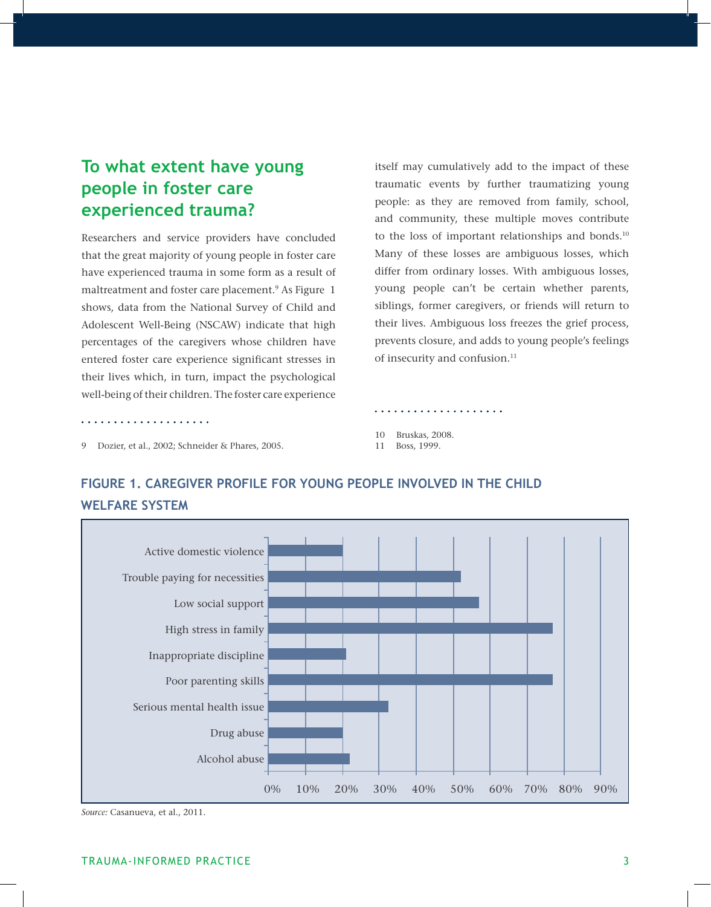## To what extent have young people in foster care experienced trauma?

Researchers and service providers have concluded that the great majority of young people in foster care have experienced trauma in some form as a result of maltreatment and foster care placement.[9] As Figure 1 shows, data from the National Survey of Child and Adolescent Well-Being (NSCAW) indicate that high percentages of the caregivers whose children have entered foster care experience significant stresses in their lives which, in turn, impact the psychological well-being of their children. The foster care experience itself may cumulatively add to the impact of these traumatic events by further traumatizing young people: as they are removed from family, school, and community, these multiple moves contribute to the loss of important relationships and bonds.[10] Many of these losses are ambiguous losses, which differ from ordinary losses. With ambiguous losses, young people can't be certain whether parents, siblings, former caregivers, or friends will return to their lives. Ambiguous loss freezes the grief process, prevents closure, and adds to young people's feelings of insecurity and confusion.[11]

9 Dozier, et al., 2002; Schneider & Phares, 2005.

10 Bruskas, 2008.

11 Boss, 1999.

### FIGURE 1. CAREGIVER PROFILE FOR YOUNG PEOPLE INVOLVED IN THE CHILD WELFARE SYSTEM

| Caregiver characteristic | Approximate percentage |
|---|---|
| Active domestic violence | ~20% |
| Trouble paying for necessities | ~52% |
| Low social support | ~57% |
| High stress in family | ~77% |
| Inappropriate discipline | ~21% |
| Poor parenting skills | ~77% |
| Serious mental health issue | ~33% |
| Drug abuse | ~20% |
| Alcohol abuse | ~22% |

*Source:* Casanueva, et al., 2011.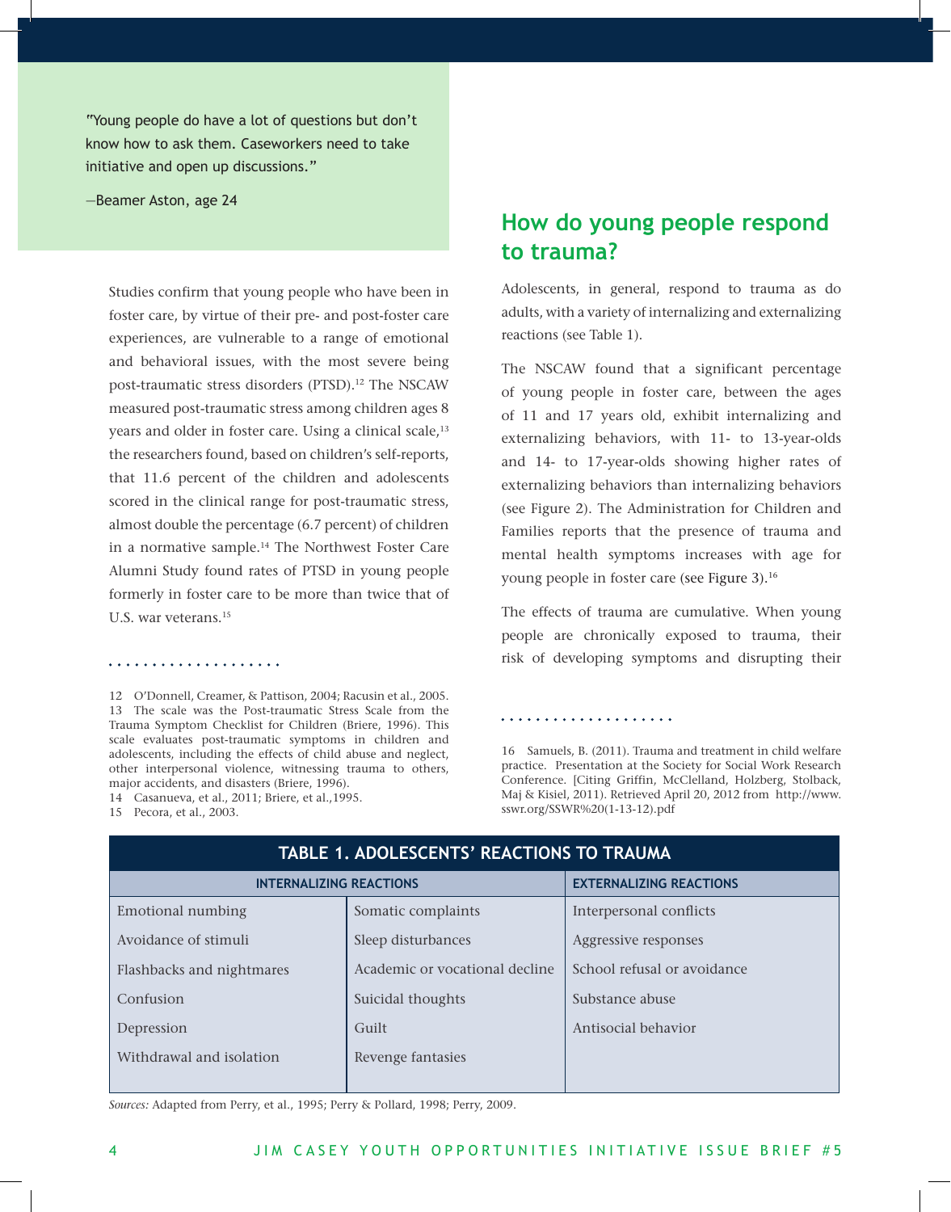"Young people do have a lot of questions but don't know how to ask them. Caseworkers need to take initiative and open up discussions."

—Beamer Aston, age 24

Studies confirm that young people who have been in foster care, by virtue of their pre- and post-foster care experiences, are vulnerable to a range of emotional and behavioral issues, with the most severe being post-traumatic stress disorders (PTSD).[12] The NSCAW measured post-traumatic stress among children ages 8 years and older in foster care. Using a clinical scale,[13] the researchers found, based on children's self-reports, that 11.6 percent of the children and adolescents scored in the clinical range for post-traumatic stress, almost double the percentage (6.7 percent) of children in a normative sample.[14] The Northwest Foster Care Alumni Study found rates of PTSD in young people formerly in foster care to be more than twice that of U.S. war veterans.[15]

12 O'Donnell, Creamer, & Pattison, 2004; Racusin et al., 2005.
13 The scale was the Post-traumatic Stress Scale from the Trauma Symptom Checklist for Children (Briere, 1996). This scale evaluates post-traumatic symptoms in children and adolescents, including the effects of child abuse and neglect, other interpersonal violence, witnessing trauma to others, major accidents, and disasters (Briere, 1996).
14 Casanueva, et al., 2011; Briere, et al.,1995.
15 Pecora, et al., 2003.

## How do young people respond to trauma?

Adolescents, in general, respond to trauma as do adults, with a variety of internalizing and externalizing reactions (see Table 1).

The NSCAW found that a significant percentage of young people in foster care, between the ages of 11 and 17 years old, exhibit internalizing and externalizing behaviors, with 11- to 13-year-olds and 14- to 17-year-olds showing higher rates of externalizing behaviors than internalizing behaviors (see Figure 2). The Administration for Children and Families reports that the presence of trauma and mental health symptoms increases with age for young people in foster care (see Figure 3).[16]

The effects of trauma are cumulative. When young people are chronically exposed to trauma, their risk of developing symptoms and disrupting their

16 Samuels, B. (2011). Trauma and treatment in child welfare practice. Presentation at the Society for Social Work Research Conference. [Citing Griffin, McClelland, Holzberg, Stolback, Maj & Kisiel, 2011). Retrieved April 20, 2012 from http://www.sswr.org/SSWR%20(1-13-12).pdf

**TABLE 1. ADOLESCENTS' REACTIONS TO TRAUMA**

| INTERNALIZING REACTIONS | | EXTERNALIZING REACTIONS |
|---|---|---|
| Emotional numbing | Somatic complaints | Interpersonal conflicts |
| Avoidance of stimuli | Sleep disturbances | Aggressive responses |
| Flashbacks and nightmares | Academic or vocational decline | School refusal or avoidance |
| Confusion | Suicidal thoughts | Substance abuse |
| Depression | Guilt | Antisocial behavior |
| Withdrawal and isolation | Revenge fantasies | |

*Sources:* Adapted from Perry, et al., 1995; Perry & Pollard, 1998; Perry, 2009.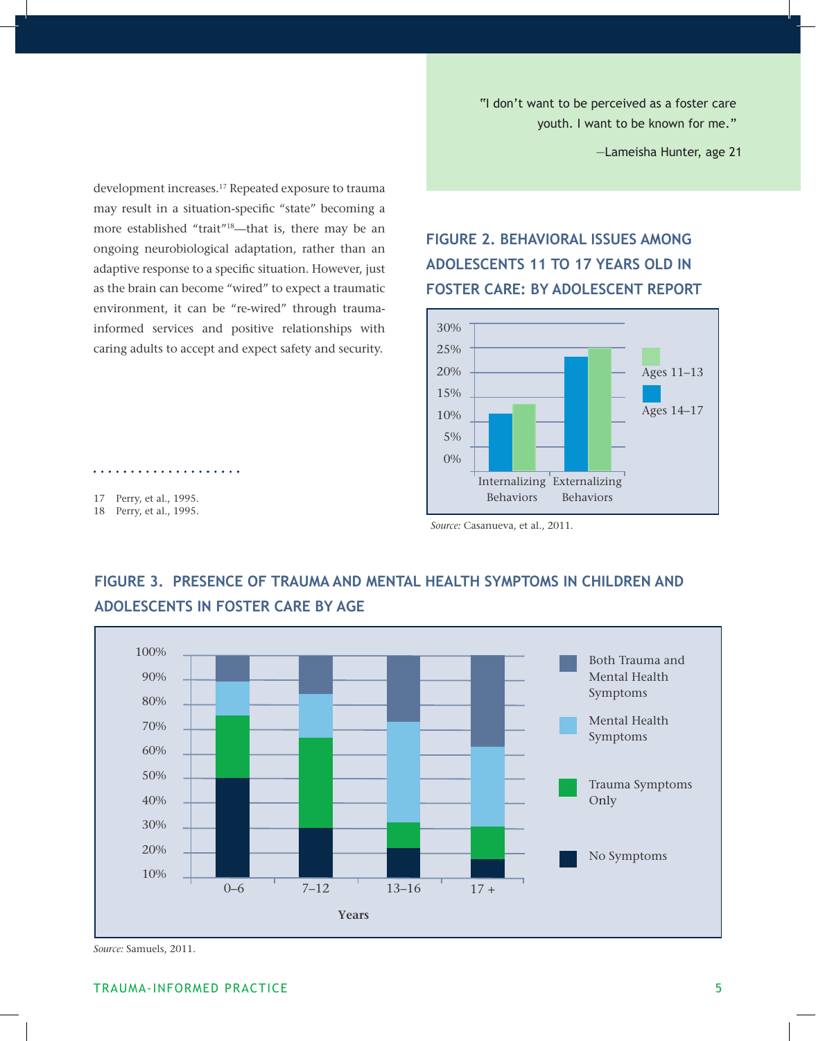development increases.[17] Repeated exposure to trauma may result in a situation-specific "state" becoming a more established "trait"[18]—that is, there may be an ongoing neurobiological adaptation, rather than an adaptive response to a specific situation. However, just as the brain can become "wired" to expect a traumatic environment, it can be "re-wired" through trauma-informed services and positive relationships with caring adults to accept and expect safety and security.

> "I don't want to be perceived as a foster care youth. I want to be known for me."
>
> —Lameisha Hunter, age 21

### FIGURE 2. BEHAVIORAL ISSUES AMONG ADOLESCENTS 11 TO 17 YEARS OLD IN FOSTER CARE: BY ADOLESCENT REPORT

*Source:* Casanueva, et al., 2011.

### FIGURE 3. PRESENCE OF TRAUMA AND MENTAL HEALTH SYMPTOMS IN CHILDREN AND ADOLESCENTS IN FOSTER CARE BY AGE

*Source:* Samuels, 2011.

---

17 Perry, et al., 1995.
18 Perry, et al., 1995.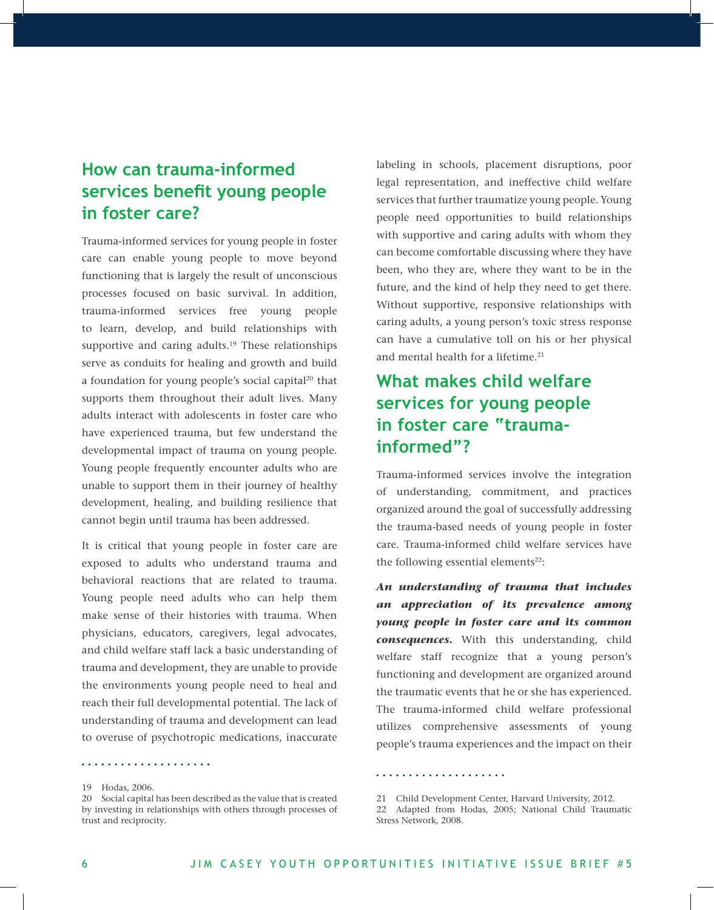## How can trauma-informed services benefit young people in foster care?

Trauma-informed services for young people in foster care can enable young people to move beyond functioning that is largely the result of unconscious processes focused on basic survival. In addition, trauma-informed services free young people to learn, develop, and build relationships with supportive and caring adults.[19] These relationships serve as conduits for healing and growth and build a foundation for young people's social capital[20] that supports them throughout their adult lives. Many adults interact with adolescents in foster care who have experienced trauma, but few understand the developmental impact of trauma on young people. Young people frequently encounter adults who are unable to support them in their journey of healthy development, healing, and building resilience that cannot begin until trauma has been addressed.

It is critical that young people in foster care are exposed to adults who understand trauma and behavioral reactions that are related to trauma. Young people need adults who can help them make sense of their histories with trauma. When physicians, educators, caregivers, legal advocates, and child welfare staff lack a basic understanding of trauma and development, they are unable to provide the environments young people need to heal and reach their full developmental potential. The lack of understanding of trauma and development can lead to overuse of psychotropic medications, inaccurate labeling in schools, placement disruptions, poor legal representation, and ineffective child welfare services that further traumatize young people. Young people need opportunities to build relationships with supportive and caring adults with whom they can become comfortable discussing where they have been, who they are, where they want to be in the future, and the kind of help they need to get there. Without supportive, responsive relationships with caring adults, a young person's toxic stress response can have a cumulative toll on his or her physical and mental health for a lifetime.[21]

## What makes child welfare services for young people in foster care "trauma-informed"?

Trauma-informed services involve the integration of understanding, commitment, and practices organized around the goal of successfully addressing the trauma-based needs of young people in foster care. Trauma-informed child welfare services have the following essential elements[22]:

***An understanding of trauma that includes an appreciation of its prevalence among young people in foster care and its common consequences.*** With this understanding, child welfare staff recognize that a young person's functioning and development are organized around the traumatic events that he or she has experienced. The trauma-informed child welfare professional utilizes comprehensive assessments of young people's trauma experiences and the impact on their

---

19 Hodas, 2006.

20 Social capital has been described as the value that is created by investing in relationships with others through processes of trust and reciprocity.

21 Child Development Center, Harvard University, 2012.

22 Adapted from Hodas, 2005; National Child Traumatic Stress Network, 2008.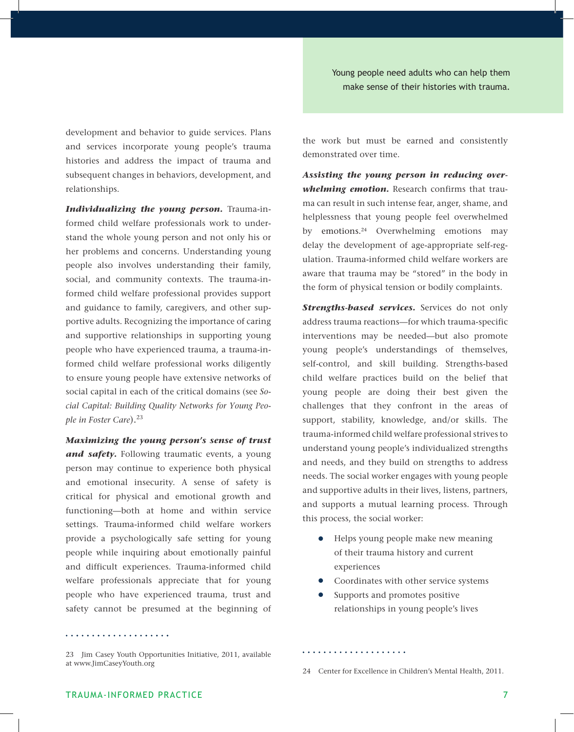Young people need adults who can help them make sense of their histories with trauma.

development and behavior to guide services. Plans and services incorporate young people's trauma histories and address the impact of trauma and subsequent changes in behaviors, development, and relationships.

***Individualizing the young person.*** Trauma-informed child welfare professionals work to understand the whole young person and not only his or her problems and concerns. Understanding young people also involves understanding their family, social, and community contexts. The trauma-informed child welfare professional provides support and guidance to family, caregivers, and other supportive adults. Recognizing the importance of caring and supportive relationships in supporting young people who have experienced trauma, a trauma-informed child welfare professional works diligently to ensure young people have extensive networks of social capital in each of the critical domains (see *Social Capital: Building Quality Networks for Young People in Foster Care*).[23]

***Maximizing the young person's sense of trust and safety.*** Following traumatic events, a young person may continue to experience both physical and emotional insecurity. A sense of safety is critical for physical and emotional growth and functioning—both at home and within service settings. Trauma-informed child welfare workers provide a psychologically safe setting for young people while inquiring about emotionally painful and difficult experiences. Trauma-informed child welfare professionals appreciate that for young people who have experienced trauma, trust and safety cannot be presumed at the beginning of the work but must be earned and consistently demonstrated over time.

***Assisting the young person in reducing overwhelming emotion.*** Research confirms that trauma can result in such intense fear, anger, shame, and helplessness that young people feel overwhelmed by emotions.[24] Overwhelming emotions may delay the development of age-appropriate self-regulation. Trauma-informed child welfare workers are aware that trauma may be "stored" in the body in the form of physical tension or bodily complaints.

***Strengths-based services.*** Services do not only address trauma reactions—for which trauma-specific interventions may be needed—but also promote young people's understandings of themselves, self-control, and skill building. Strengths-based child welfare practices build on the belief that young people are doing their best given the challenges that they confront in the areas of support, stability, knowledge, and/or skills. The trauma-informed child welfare professional strives to understand young people's individualized strengths and needs, and they build on strengths to address needs. The social worker engages with young people and supportive adults in their lives, listens, partners, and supports a mutual learning process. Through this process, the social worker:

- Helps young people make new meaning of their trauma history and current experiences
- Coordinates with other service systems
- Supports and promotes positive relationships in young people's lives

23 Jim Casey Youth Opportunities Initiative, 2011, available at www.JimCaseyYouth.org

24 Center for Excellence in Children's Mental Health, 2011.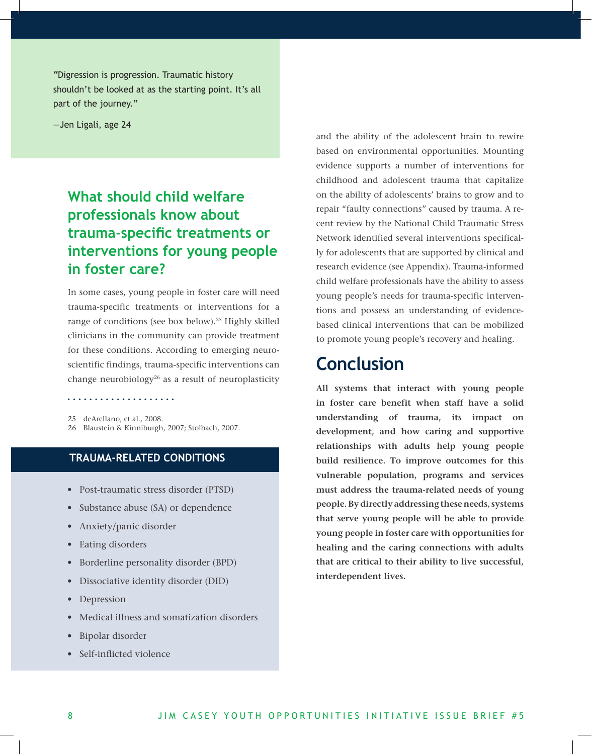"Digression is progression. Traumatic history shouldn't be looked at as the starting point. It's all part of the journey."

—Jen Ligali, age 24

## What should child welfare professionals know about trauma-specific treatments or interventions for young people in foster care?

In some cases, young people in foster care will need trauma-specific treatments or interventions for a range of conditions (see box below).[25] Highly skilled clinicians in the community can provide treatment for these conditions. According to emerging neuroscientific findings, trauma-specific interventions can change neurobiology[26] as a result of neuroplasticity and the ability of the adolescent brain to rewire based on environmental opportunities. Mounting evidence supports a number of interventions for childhood and adolescent trauma that capitalize on the ability of adolescents' brains to grow and to repair "faulty connections" caused by trauma. A recent review by the National Child Traumatic Stress Network identified several interventions specifically for adolescents that are supported by clinical and research evidence (see Appendix). Trauma-informed child welfare professionals have the ability to assess young people's needs for trauma-specific interventions and possess an understanding of evidence-based clinical interventions that can be mobilized to promote young people's recovery and healing.

### TRAUMA-RELATED CONDITIONS

- Post-traumatic stress disorder (PTSD)
- Substance abuse (SA) or dependence
- Anxiety/panic disorder
- Eating disorders
- Borderline personality disorder (BPD)
- Dissociative identity disorder (DID)
- Depression
- Medical illness and somatization disorders
- Bipolar disorder
- Self-inflicted violence

# Conclusion

**All systems that interact with young people in foster care benefit when staff have a solid understanding of trauma, its impact on development, and how caring and supportive relationships with adults help young people build resilience. To improve outcomes for this vulnerable population, programs and services must address the trauma-related needs of young people. By directly addressing these needs, systems that serve young people will be able to provide young people in foster care with opportunities for healing and the caring connections with adults that are critical to their ability to live successful, interdependent lives.**

25 deArellano, et al., 2008.
26 Blaustein & Kinniburgh, 2007; Stolbach, 2007.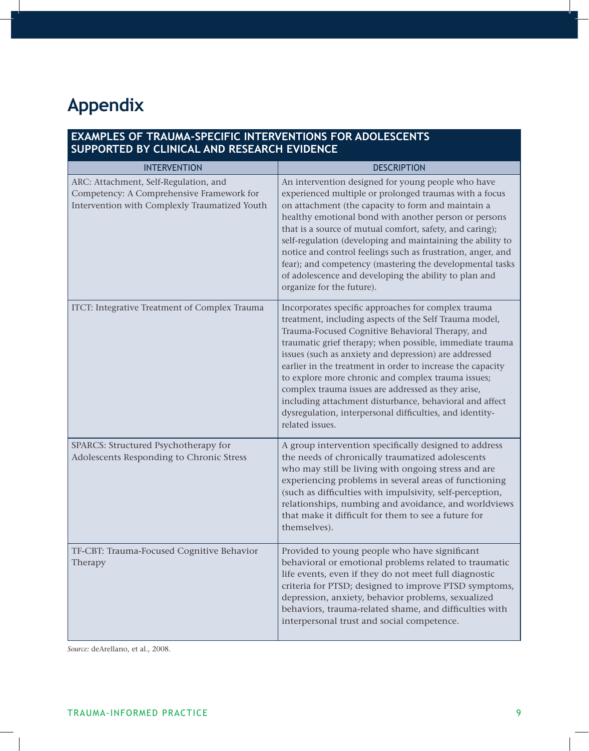# Appendix

**EXAMPLES OF TRAUMA-SPECIFIC INTERVENTIONS FOR ADOLESCENTS SUPPORTED BY CLINICAL AND RESEARCH EVIDENCE**

| INTERVENTION | DESCRIPTION |
|---|---|
| ARC: Attachment, Self-Regulation, and Competency: A Comprehensive Framework for Intervention with Complexly Traumatized Youth | An intervention designed for young people who have experienced multiple or prolonged traumas with a focus on attachment (the capacity to form and maintain a healthy emotional bond with another person or persons that is a source of mutual comfort, safety, and caring); self-regulation (developing and maintaining the ability to notice and control feelings such as frustration, anger, and fear); and competency (mastering the developmental tasks of adolescence and developing the ability to plan and organize for the future). |
| ITCT: Integrative Treatment of Complex Trauma | Incorporates specific approaches for complex trauma treatment, including aspects of the Self Trauma model, Trauma-Focused Cognitive Behavioral Therapy, and traumatic grief therapy; when possible, immediate trauma issues (such as anxiety and depression) are addressed earlier in the treatment in order to increase the capacity to explore more chronic and complex trauma issues; complex trauma issues are addressed as they arise, including attachment disturbance, behavioral and affect dysregulation, interpersonal difficulties, and identity-related issues. |
| SPARCS: Structured Psychotherapy for Adolescents Responding to Chronic Stress | A group intervention specifically designed to address the needs of chronically traumatized adolescents who may still be living with ongoing stress and are experiencing problems in several areas of functioning (such as difficulties with impulsivity, self-perception, relationships, numbing and avoidance, and worldviews that make it difficult for them to see a future for themselves). |
| TF-CBT: Trauma-Focused Cognitive Behavior Therapy | Provided to young people who have significant behavioral or emotional problems related to traumatic life events, even if they do not meet full diagnostic criteria for PTSD; designed to improve PTSD symptoms, depression, anxiety, behavior problems, sexualized behaviors, trauma-related shame, and difficulties with interpersonal trust and social competence. |

*Source:* deArellano, et al., 2008.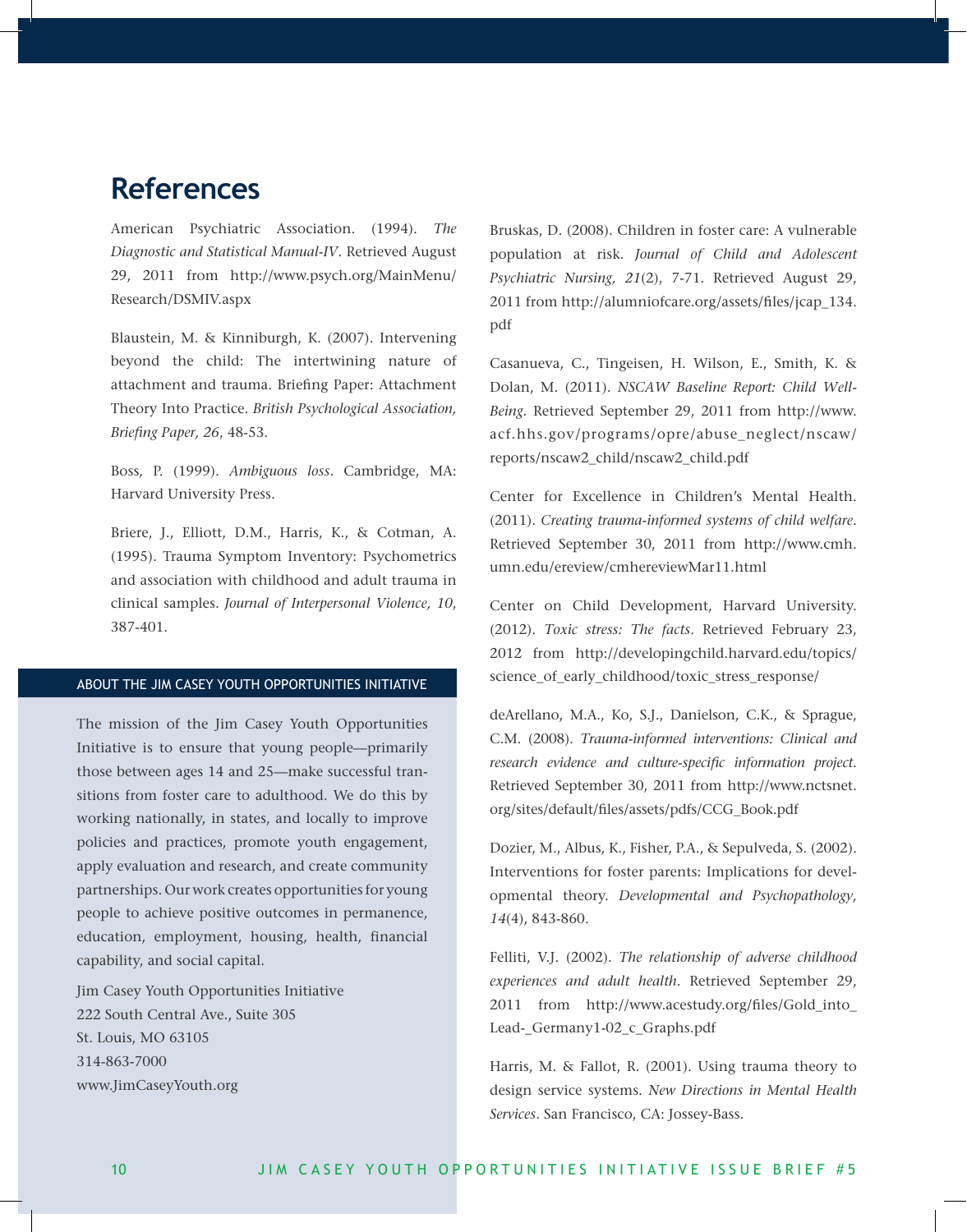# References

American Psychiatric Association. (1994). *The Diagnostic and Statistical Manual-IV*. Retrieved August 29, 2011 from http://www.psych.org/MainMenu/Research/DSMIV.aspx

Blaustein, M. & Kinniburgh, K. (2007). Intervening beyond the child: The intertwining nature of attachment and trauma. Briefing Paper: Attachment Theory Into Practice. *British Psychological Association, Briefing Paper, 26*, 48-53.

Boss, P. (1999). *Ambiguous loss*. Cambridge, MA: Harvard University Press.

Briere, J., Elliott, D.M., Harris, K., & Cotman, A. (1995). Trauma Symptom Inventory: Psychometrics and association with childhood and adult trauma in clinical samples. *Journal of Interpersonal Violence, 10*, 387-401.

Bruskas, D. (2008). Children in foster care: A vulnerable population at risk. *Journal of Child and Adolescent Psychiatric Nursing, 21*(2), 7-71. Retrieved August 29, 2011 from http://alumniofcare.org/assets/files/jcap_134.pdf

Casanueva, C., Tingeisen, H. Wilson, E., Smith, K. & Dolan, M. (2011). *NSCAW Baseline Report: Child Well-Being*. Retrieved September 29, 2011 from http://www.acf.hhs.gov/programs/opre/abuse_neglect/nscaw/reports/nscaw2_child/nscaw2_child.pdf

Center for Excellence in Children's Mental Health. (2011). *Creating trauma-informed systems of child welfare*. Retrieved September 30, 2011 from http://www.cmh.umn.edu/ereview/cmhereviewMar11.html

Center on Child Development, Harvard University. (2012). *Toxic stress: The facts*. Retrieved February 23, 2012 from http://developingchild.harvard.edu/topics/science_of_early_childhood/toxic_stress_response/

deArellano, M.A., Ko, S.J., Danielson, C.K., & Sprague, C.M. (2008). *Trauma-informed interventions: Clinical and research evidence and culture-specific information project*. Retrieved September 30, 2011 from http://www.nctsnet.org/sites/default/files/assets/pdfs/CCG_Book.pdf

Dozier, M., Albus, K., Fisher, P.A., & Sepulveda, S. (2002). Interventions for foster parents: Implications for developmental theory. *Developmental and Psychopathology, 14*(4), 843-860.

Felliti, V.J. (2002). *The relationship of adverse childhood experiences and adult health*. Retrieved September 29, 2011 from http://www.acestudy.org/files/Gold_into_Lead-_Germany1-02_c_Graphs.pdf

Harris, M. & Fallot, R. (2001). Using trauma theory to design service systems. *New Directions in Mental Health Services*. San Francisco, CA: Jossey-Bass.

## ABOUT THE JIM CASEY YOUTH OPPORTUNITIES INITIATIVE

The mission of the Jim Casey Youth Opportunities Initiative is to ensure that young people—primarily those between ages 14 and 25—make successful transitions from foster care to adulthood. We do this by working nationally, in states, and locally to improve policies and practices, promote youth engagement, apply evaluation and research, and create community partnerships. Our work creates opportunities for young people to achieve positive outcomes in permanence, education, employment, housing, health, financial capability, and social capital.

Jim Casey Youth Opportunities Initiative
222 South Central Ave., Suite 305
St. Louis, MO 63105
314-863-7000
www.JimCaseyYouth.org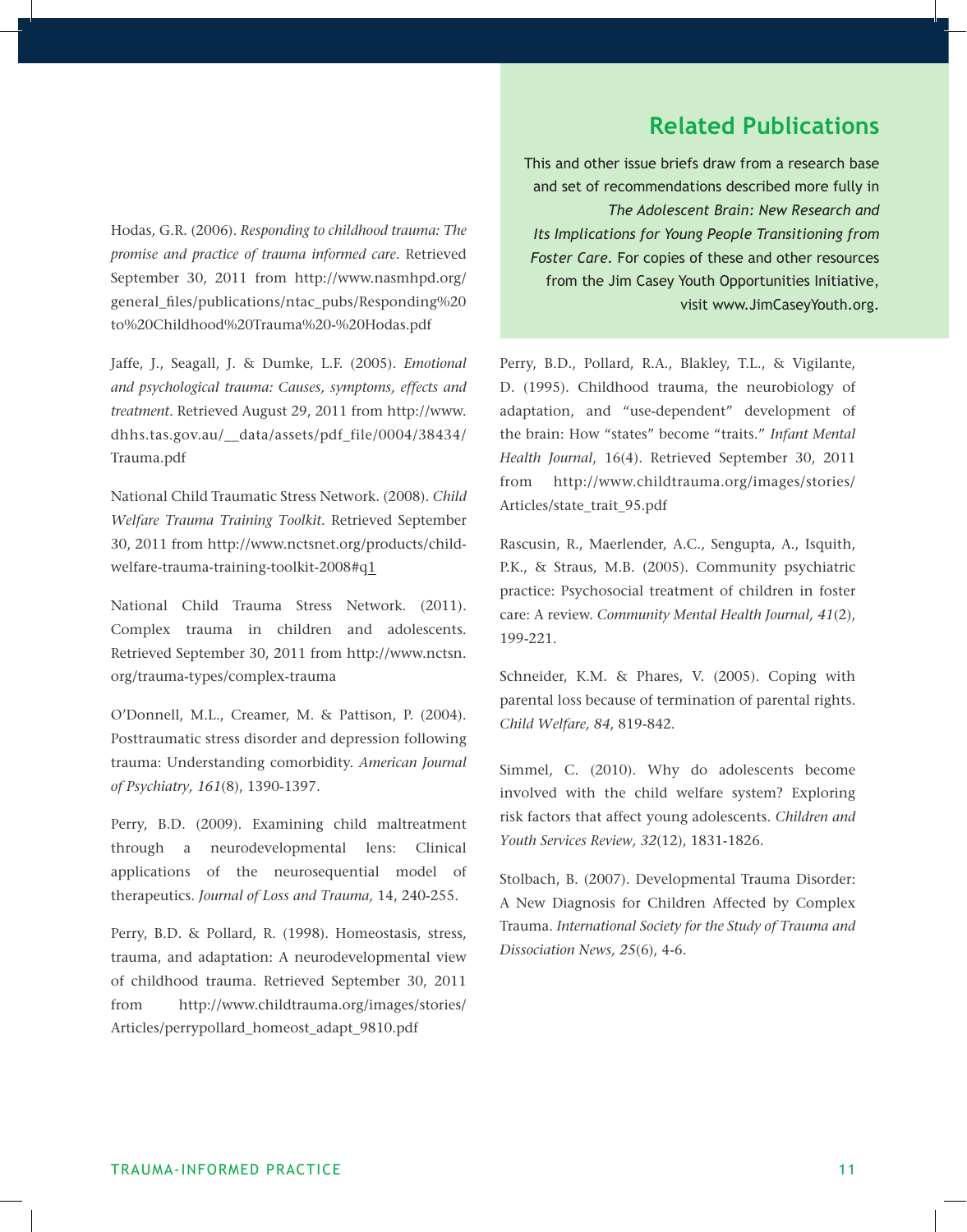## Related Publications

This and other issue briefs draw from a research base and set of recommendations described more fully in *The Adolescent Brain: New Research and Its Implications for Young People Transitioning from Foster Care*. For copies of these and other resources from the Jim Casey Youth Opportunities Initiative, visit www.JimCaseyYouth.org.

Hodas, G.R. (2006). *Responding to childhood trauma: The promise and practice of trauma informed care*. Retrieved September 30, 2011 from http://www.nasmhpd.org/general_files/publications/ntac_pubs/Responding%20to%20Childhood%20Trauma%20-%20Hodas.pdf

Jaffe, J., Seagall, J. & Dumke, L.F. (2005). *Emotional and psychological trauma: Causes, symptoms, effects and treatment*. Retrieved August 29, 2011 from http://www.dhhs.tas.gov.au/__data/assets/pdf_file/0004/38434/Trauma.pdf

National Child Traumatic Stress Network. (2008). *Child Welfare Trauma Training Toolkit.* Retrieved September 30, 2011 from http://www.nctsnet.org/products/child-welfare-trauma-training-toolkit-2008#q1

National Child Trauma Stress Network. (2011). Complex trauma in children and adolescents. Retrieved September 30, 2011 from http://www.nctsn.org/trauma-types/complex-trauma

O'Donnell, M.L., Creamer, M. & Pattison, P. (2004). Posttraumatic stress disorder and depression following trauma: Understanding comorbidity. *American Journal of Psychiatry, 161*(8), 1390-1397.

Perry, B.D. (2009). Examining child maltreatment through a neurodevelopmental lens: Clinical applications of the neurosequential model of therapeutics. *Journal of Loss and Trauma,* 14, 240-255.

Perry, B.D. & Pollard, R. (1998). Homeostasis, stress, trauma, and adaptation: A neurodevelopmental view of childhood trauma. Retrieved September 30, 2011 from http://www.childtrauma.org/images/stories/Articles/perrypollard_homeost_adapt_9810.pdf

Perry, B.D., Pollard, R.A., Blakley, T.L., & Vigilante, D. (1995). Childhood trauma, the neurobiology of adaptation, and "use-dependent" development of the brain: How "states" become "traits." *Infant Mental Health Journal*, 16(4). Retrieved September 30, 2011 from http://www.childtrauma.org/images/stories/Articles/state_trait_95.pdf

Rascusin, R., Maerlender, A.C., Sengupta, A., Isquith, P.K., & Straus, M.B. (2005). Community psychiatric practice: Psychosocial treatment of children in foster care: A review. *Community Mental Health Journal, 41*(2), 199-221.

Schneider, K.M. & Phares, V. (2005). Coping with parental loss because of termination of parental rights. *Child Welfare, 84*, 819-842.

Simmel, C. (2010). Why do adolescents become involved with the child welfare system? Exploring risk factors that affect young adolescents. *Children and Youth Services Review, 32*(12), 1831-1826.

Stolbach, B. (2007). Developmental Trauma Disorder: A New Diagnosis for Children Affected by Complex Trauma. *International Society for the Study of Trauma and Dissociation News, 25*(6), 4-6.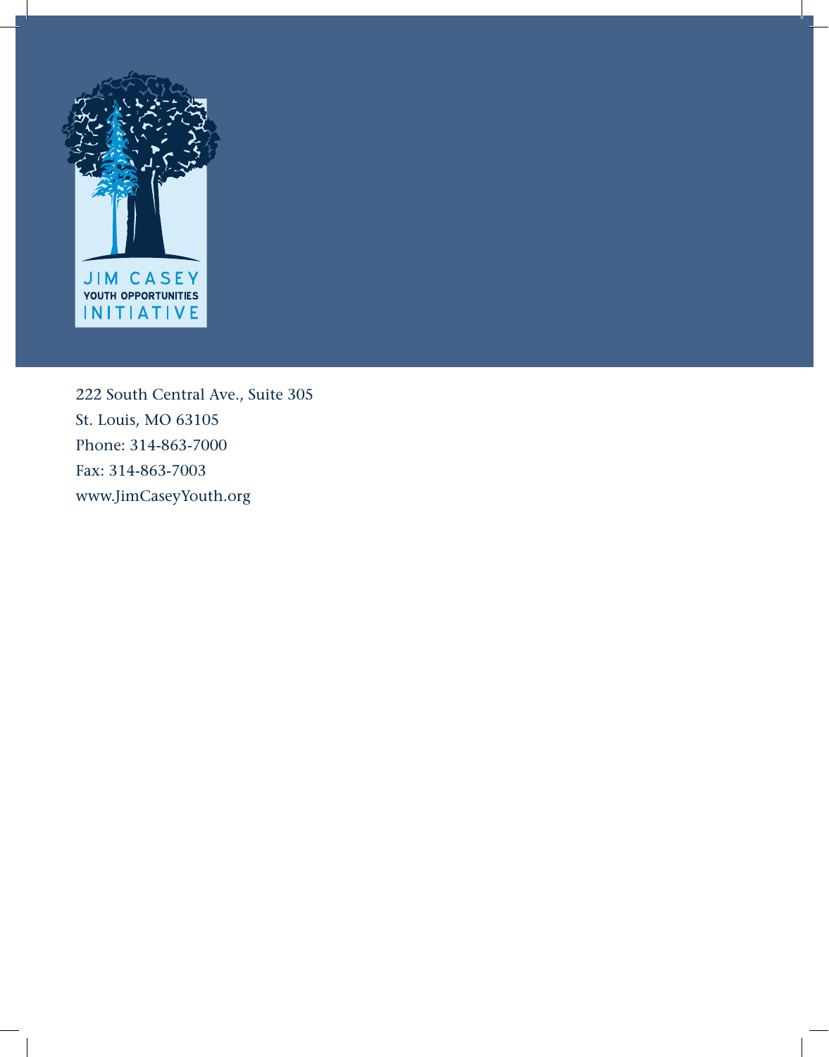JIM CASEY
YOUTH OPPORTUNITIES
INITIATIVE

222 South Central Ave., Suite 305
St. Louis, MO 63105
Phone: 314-863-7000
Fax: 314-863-7003
www.JimCaseyYouth.org